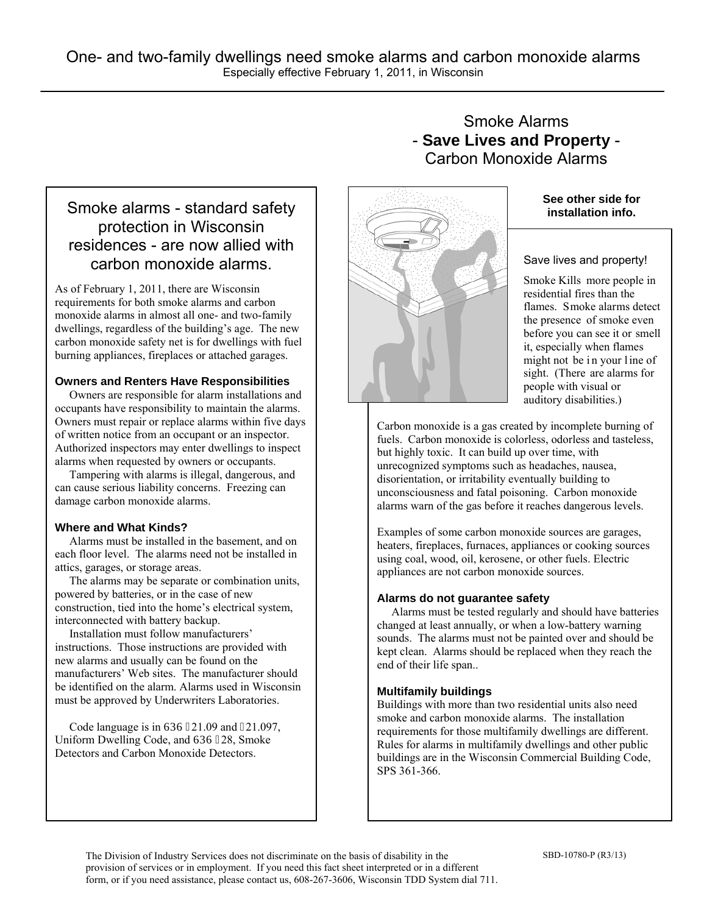# One- and two-family dwellings need smoke alarms and carbon monoxide alarms

Especially effective February 1, 2011, in Wisconsin

## Smoke Alarms - **Save Lives and Property** - Carbon Monoxide Alarms

## Smoke alarms - standard safety protection in Wisconsin residences - are now allied with carbon monoxide alarms.

As of February 1, 2011, there are Wisconsin requirements for both smoke alarms and carbon monoxide alarms in almost all one- and two-family dwellings, regardless of the building's age. The new carbon monoxide safety net is for dwellings with fuel burning appliances, fireplaces or attached garages.

### Owners and Renters Have Responsibilities

Owners are responsible for alarm installations and occupants have responsibility to maintain the alarms. Owners must repair or replace alarms within five days of written notice from an occupant or an inspector. Authorized inspectors may enter dwellings to inspect alarms when requested by owners or occupants.

Tampering with alarms is illegal, dangerous, and can cause serious liability concerns. Freezing can damage carbon monoxide alarms.

### Where and What Kinds?

Alarms must be installed in the basement, and on each floor level. The alarms need not be installed in attics, garages, or storage areas.

The alarms may be separate or combination units, powered by batteries, or in the case of new construction, tied into the home's electrical system, interconnected with battery backup.

Installation must follow manufacturers' instructions. Those instructions are provided with new alarms and usually can be found on the manufacturers' Web sites. The manufacturer should be identified on the alarm. Alarms used in Wisconsin must be approved by Underwriters Laboratories.

Code language is in 636 §21.09 and §21.097, Uniform Dwelling Code, and 636 §28, Smoke Detectors and Carbon Monoxide Detectors.

**See other side for installation info.**

### Save lives and property!

Smoke Kills more people in residential fires than the flames. Smoke alarms detect the presence of smoke even before you can see it or smell it, especially when flames might not be in your line of sight. (There are alarms for people with visual or auditory disabilities.)

Carbon monoxide is a gas created by incomplete burning of fuels. Carbon monoxide is colorless, odorless and tasteless, but highly toxic. It can build up over time, with unrecognized symptoms such as headaches, nausea, disorientation, or irritability eventually building to unconsciousness and fatal poisoning. Carbon monoxide alarms warn of the gas before it reaches dangerous levels.

Examples of some carbon monoxide sources are garages, heaters, fireplaces, furnaces, appliances or cooking sources using coal, wood, oil, kerosene, or other fuels. Electric appliances are not carbon monoxide sources.

### Alarms do not guarantee safety

Alarms must be tested regularly and should have batteries changed at least annually, or when a low-battery warning sounds. The alarms must not be painted over and should be kept clean. Alarms should be replaced when they reach the end of their life span..

### Multifamily buildings

Buildings with more than two residential units also need smoke and carbon monoxide alarms. The installation requirements for those multifamily dwellings are different. Rules for alarms in multifamily dwellings and other public buildings are in the Wisconsin Commercial Building Code, SPS 361-366.

The Division of Industry Services does not discriminate on the basis of disability in the provision of services or in employment. If you need this fact sheet interpreted or in a different form, or if you need assistance, please contact us, 608-267-3606, Wisconsin TDD System dial 711.

SBD-10780-P (R3/13)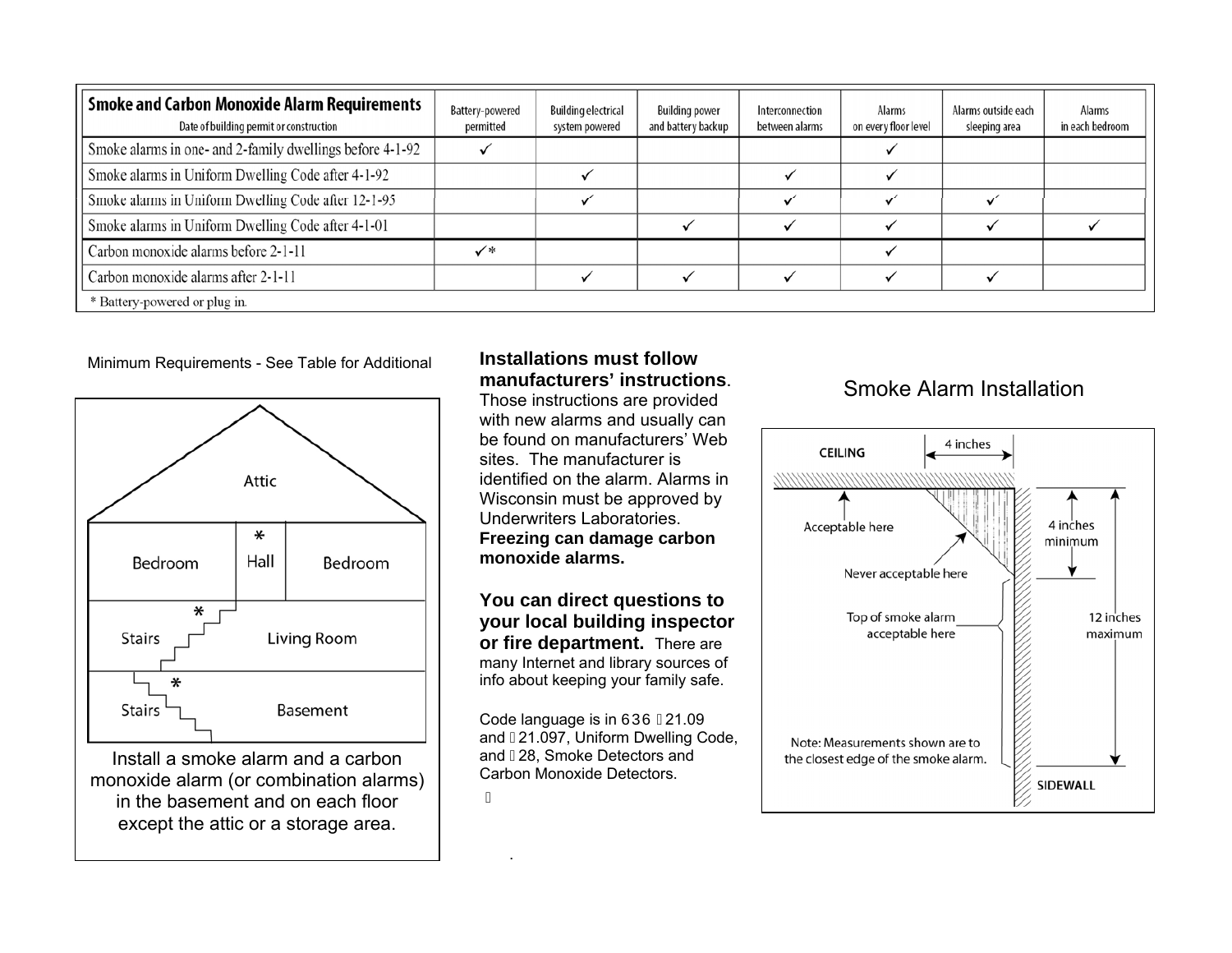| Smoke and Carbon Monoxide Alarm Requirements<br>Date of building permit or construction | Battery-powered permitted | Building electrical system powered | Building power and battery backup | Interconnection between alarms | Alarms on every floor level | Alarms outside each sleeping area | Alarms in each bedroom |
|---|---|---|---|---|---|---|---|
| Smoke alarms in one- and 2-family dwellings before 4-1-92 | ✓ | | | | ✓ | | |
| Smoke alarms in Uniform Dwelling Code after 4-1-92 | | ✓ | | ✓ | ✓ | | |
| Smoke alarms in Uniform Dwelling Code after 12-1-95 | | ✓ | | ✓ | ✓ | ✓ | |
| Smoke alarms in Uniform Dwelling Code after 4-1-01 | | | ✓ | ✓ | ✓ | ✓ | ✓ |
| Carbon monoxide alarms before 2-1-11 | ✓* | | | | ✓ | | |
| Carbon monoxide alarms after 2-1-11 | | ✓ | ✓ | ✓ | ✓ | ✓ | |

\* Battery-powered or plug in.

Minimum Requirements - See Table for Additional

Attic

Bedroom

*

Hall

Bedroom

*

Stairs

Living Room

*

Stairs

Basement

Install a smoke alarm and a carbon monoxide alarm (or combination alarms) in the basement and on each floor except the attic or a storage area.

**Installations must follow manufacturers' instructions**. Those instructions are provided with new alarms and usually can be found on manufacturers' Web sites. The manufacturer is identified on the alarm. Alarms in Wisconsin must be approved by Underwriters Laboratories. **Freezing can damage carbon monoxide alarms.**

**You can direct questions to your local building inspector or fire department.** There are many Internet and library sources of info about keeping your family safe.

Code language is in 636 21.09 and 21.097, Uniform Dwelling Code, and 28, Smoke Detectors and Carbon Monoxide Detectors.

## Smoke Alarm Installation

CEILING

4 inches

Acceptable here

Never acceptable here

4 inches minimum

Top of smoke alarm acceptable here

12 inches maximum

Note: Measurements shown are to the closest edge of the smoke alarm.

SIDEWALL